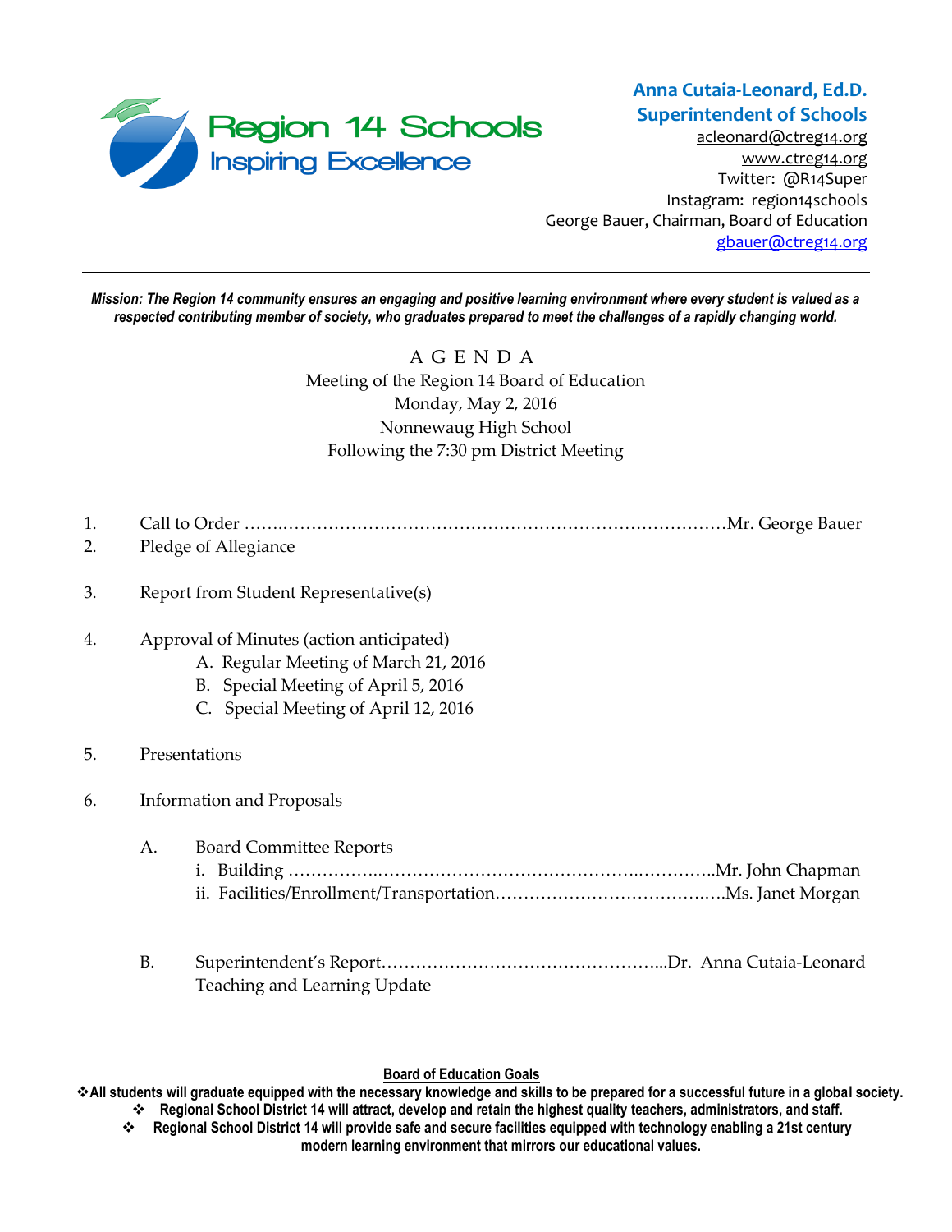**Region 14 Schools**
**Inspiring Excellence**

**Anna Cutaia-Leonard, Ed.D.**
**Superintendent of Schools**
acleonard@ctreg14.org
www.ctreg14.org
Twitter: @R14Super
Instagram: region14schools
George Bauer, Chairman, Board of Education
gbauer@ctreg14.org

---

***Mission: The Region 14 community ensures an engaging and positive learning environment where every student is valued as a respected contributing member of society, who graduates prepared to meet the challenges of a rapidly changing world.***

# A G E N D A

Meeting of the Region 14 Board of Education
Monday, May 2, 2016
Nonnewaug High School
Following the 7:30 pm District Meeting

1. Call to Order ……………………………………………………………………………Mr. George Bauer
2. Pledge of Allegiance
3. Report from Student Representative(s)
4. Approval of Minutes (action anticipated)
   - A. Regular Meeting of March 21, 2016
   - B. Special Meeting of April 5, 2016
   - C. Special Meeting of April 12, 2016
5. Presentations
6. Information and Proposals
   - A. Board Committee Reports
     - i. Building ……………………………………………………………Mr. John Chapman
     - ii. Facilities/Enrollment/Transportation…………………………………Ms. Janet Morgan
   - B. Superintendent's Report…………………………………………...Dr. Anna Cutaia-Leonard
     Teaching and Learning Update

**Board of Education Goals**

- **All students will graduate equipped with the necessary knowledge and skills to be prepared for a successful future in a global society.**
- **Regional School District 14 will attract, develop and retain the highest quality teachers, administrators, and staff.**
- **Regional School District 14 will provide safe and secure facilities equipped with technology enabling a 21st century modern learning environment that mirrors our educational values.**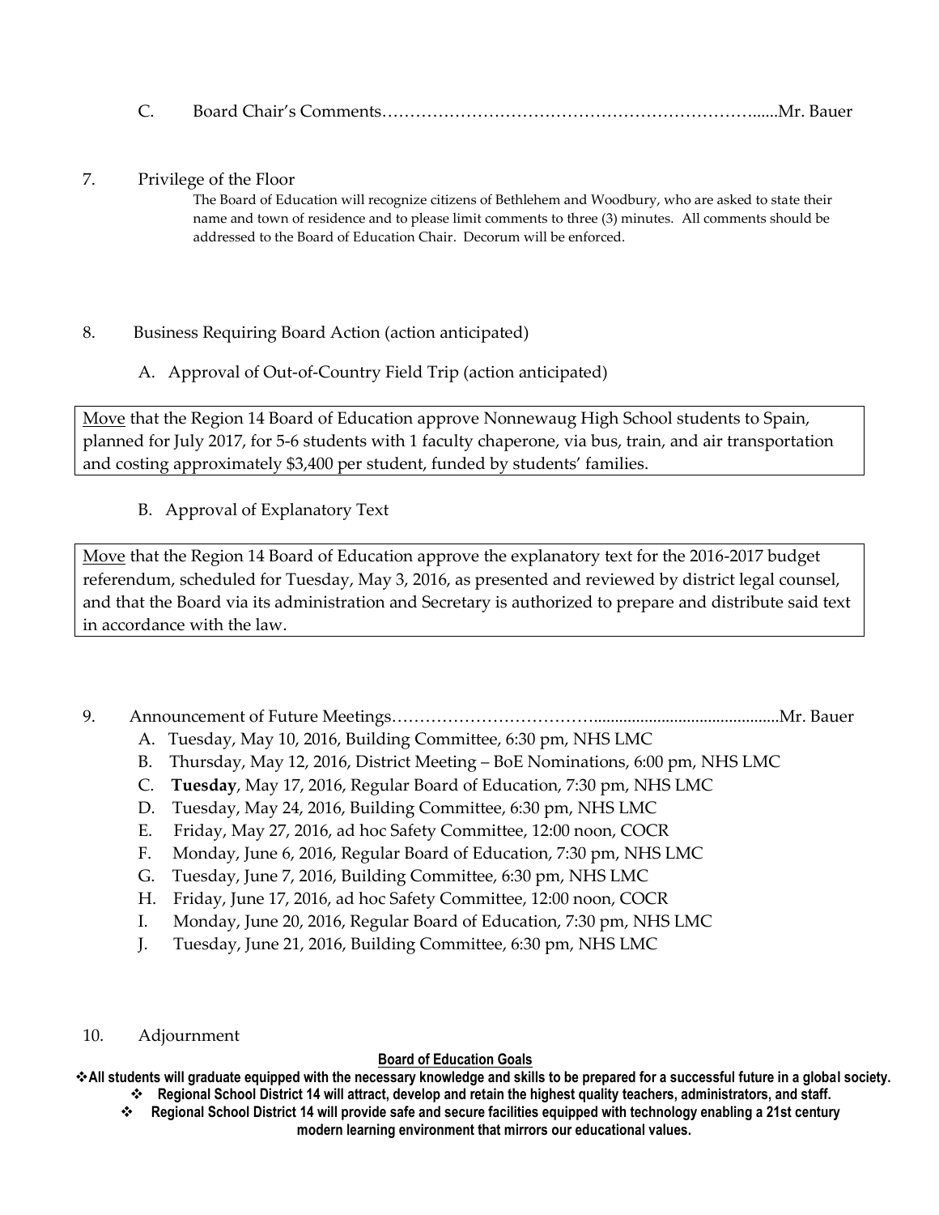C. Board Chair's Comments……………………………………………………………......Mr. Bauer

7. Privilege of the Floor

The Board of Education will recognize citizens of Bethlehem and Woodbury, who are asked to state their name and town of residence and to please limit comments to three (3) minutes. All comments should be addressed to the Board of Education Chair. Decorum will be enforced.

8. Business Requiring Board Action (action anticipated)

A. Approval of Out-of-Country Field Trip (action anticipated)

<u>Move</u> that the Region 14 Board of Education approve Nonnewaug High School students to Spain, planned for July 2017, for 5-6 students with 1 faculty chaperone, via bus, train, and air transportation and costing approximately $3,400 per student, funded by students' families.

B. Approval of Explanatory Text

<u>Move</u> that the Region 14 Board of Education approve the explanatory text for the 2016-2017 budget referendum, scheduled for Tuesday, May 3, 2016, as presented and reviewed by district legal counsel, and that the Board via its administration and Secretary is authorized to prepare and distribute said text in accordance with the law.

9. Announcement of Future Meetings……………………………............................................Mr. Bauer

A. Tuesday, May 10, 2016, Building Committee, 6:30 pm, NHS LMC
B. Thursday, May 12, 2016, District Meeting – BoE Nominations, 6:00 pm, NHS LMC
C. **Tuesday**, May 17, 2016, Regular Board of Education, 7:30 pm, NHS LMC
D. Tuesday, May 24, 2016, Building Committee, 6:30 pm, NHS LMC
E. Friday, May 27, 2016, ad hoc Safety Committee, 12:00 noon, COCR
F. Monday, June 6, 2016, Regular Board of Education, 7:30 pm, NHS LMC
G. Tuesday, June 7, 2016, Building Committee, 6:30 pm, NHS LMC
H. Friday, June 17, 2016, ad hoc Safety Committee, 12:00 noon, COCR
I. Monday, June 20, 2016, Regular Board of Education, 7:30 pm, NHS LMC
J. Tuesday, June 21, 2016, Building Committee, 6:30 pm, NHS LMC

10. Adjournment

**<u>Board of Education Goals</u>**

- **All students will graduate equipped with the necessary knowledge and skills to be prepared for a successful future in a global society.**
- **Regional School District 14 will attract, develop and retain the highest quality teachers, administrators, and staff.**
- **Regional School District 14 will provide safe and secure facilities equipped with technology enabling a 21st century modern learning environment that mirrors our educational values.**